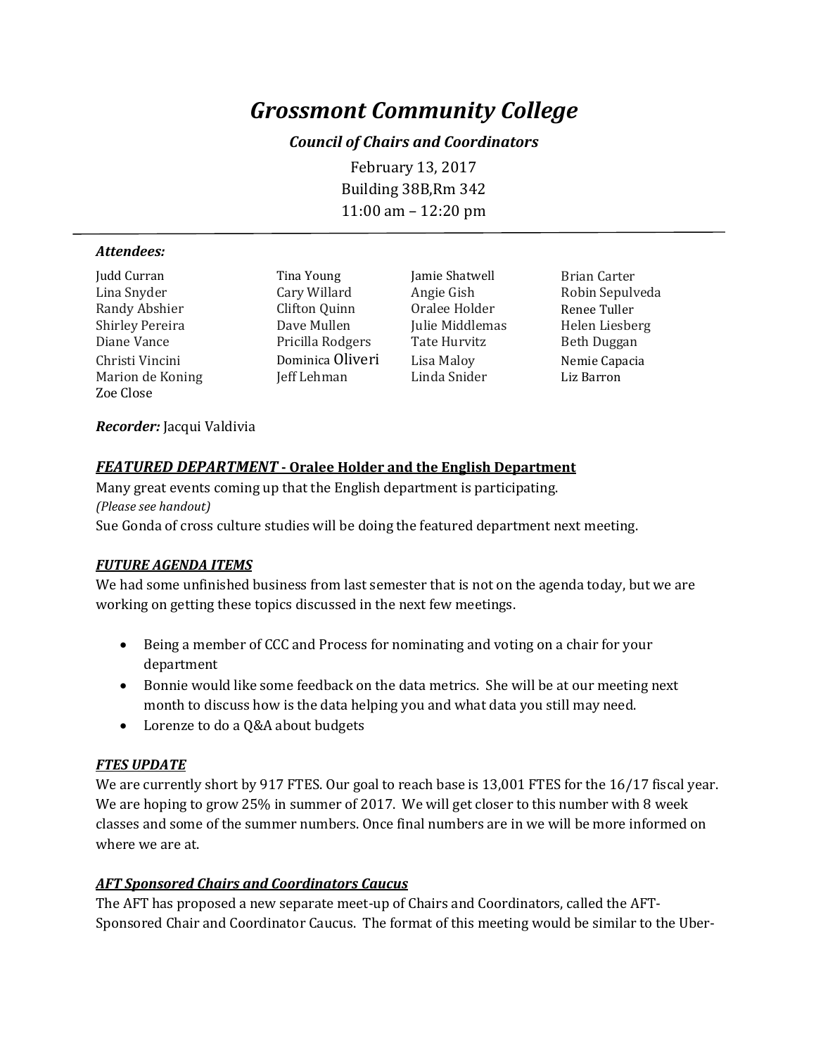# *Grossmont Community College*

### *Council of Chairs and Coordinators*

February 13, 2017
Building 38B,Rm 342
11:00 am – 12:20 pm

---

***Attendees:***

| | | | |
|---|---|---|---|
| Judd Curran | Tina Young | Jamie Shatwell | Brian Carter |
| Lina Snyder | Cary Willard | Angie Gish | Robin Sepulveda |
| Randy Abshier | Clifton Quinn | Oralee Holder | Renee Tuller |
| Shirley Pereira | Dave Mullen | Julie Middlemas | Helen Liesberg |
| Diane Vance | Pricilla Rodgers | Tate Hurvitz | Beth Duggan |
| Christi Vincini | Dominica Oliveri | Lisa Maloy | Nemie Capacia |
| Marion de Koning | Jeff Lehman | Linda Snider | Liz Barron |
| Zoe Close | | | |

***Recorder:*** Jacqui Valdivia

## ***FEATURED DEPARTMENT*** **- Oralee Holder and the English Department**

Many great events coming up that the English department is participating.
*(Please see handout)*
Sue Gonda of cross culture studies will be doing the featured department next meeting.

## ***FUTURE AGENDA ITEMS***

We had some unfinished business from last semester that is not on the agenda today, but we are working on getting these topics discussed in the next few meetings.

- Being a member of CCC and Process for nominating and voting on a chair for your department
- Bonnie would like some feedback on the data metrics. She will be at our meeting next month to discuss how is the data helping you and what data you still may need.
- Lorenze to do a Q&A about budgets

## ***FTES UPDATE***

We are currently short by 917 FTES. Our goal to reach base is 13,001 FTES for the 16/17 fiscal year. We are hoping to grow 25% in summer of 2017. We will get closer to this number with 8 week classes and some of the summer numbers. Once final numbers are in we will be more informed on where we are at.

## ***AFT Sponsored Chairs and Coordinators Caucus***

The AFT has proposed a new separate meet-up of Chairs and Coordinators, called the AFT-Sponsored Chair and Coordinator Caucus. The format of this meeting would be similar to the Uber-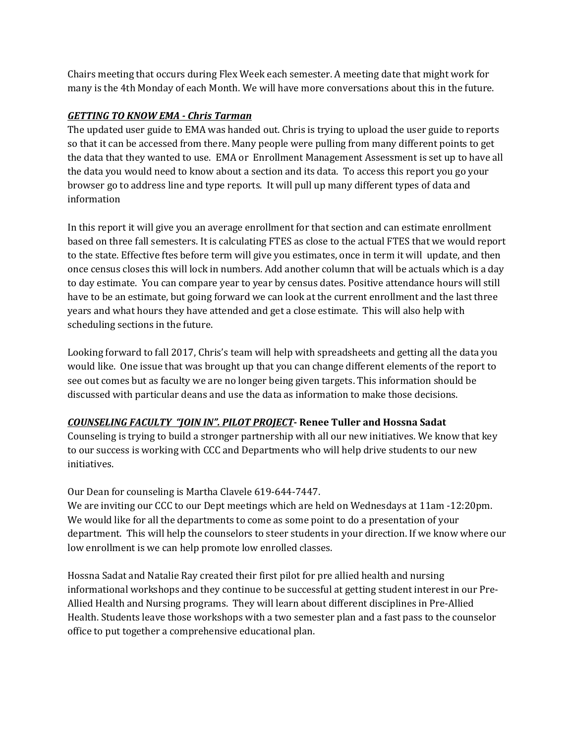Chairs meeting that occurs during Flex Week each semester. A meeting date that might work for many is the 4th Monday of each Month. We will have more conversations about this in the future.

***GETTING TO KNOW EMA - Chris Tarman***

The updated user guide to EMA was handed out. Chris is trying to upload the user guide to reports so that it can be accessed from there. Many people were pulling from many different points to get the data that they wanted to use. EMA or Enrollment Management Assessment is set up to have all the data you would need to know about a section and its data. To access this report you go your browser go to address line and type reports. It will pull up many different types of data and information

In this report it will give you an average enrollment for that section and can estimate enrollment based on three fall semesters. It is calculating FTES as close to the actual FTES that we would report to the state. Effective ftes before term will give you estimates, once in term it will update, and then once census closes this will lock in numbers. Add another column that will be actuals which is a day to day estimate. You can compare year to year by census dates. Positive attendance hours will still have to be an estimate, but going forward we can look at the current enrollment and the last three years and what hours they have attended and get a close estimate. This will also help with scheduling sections in the future.

Looking forward to fall 2017, Chris's team will help with spreadsheets and getting all the data you would like. One issue that was brought up that you can change different elements of the report to see out comes but as faculty we are no longer being given targets. This information should be discussed with particular deans and use the data as information to make those decisions.

***COUNSELING FACULTY "JOIN IN". PILOT PROJECT*- Renee Tuller and Hossna Sadat**

Counseling is trying to build a stronger partnership with all our new initiatives. We know that key to our success is working with CCC and Departments who will help drive students to our new initiatives.

Our Dean for counseling is Martha Clavele 619-644-7447.

We are inviting our CCC to our Dept meetings which are held on Wednesdays at 11am -12:20pm. We would like for all the departments to come as some point to do a presentation of your department. This will help the counselors to steer students in your direction. If we know where our low enrollment is we can help promote low enrolled classes.

Hossna Sadat and Natalie Ray created their first pilot for pre allied health and nursing informational workshops and they continue to be successful at getting student interest in our Pre-Allied Health and Nursing programs. They will learn about different disciplines in Pre-Allied Health. Students leave those workshops with a two semester plan and a fast pass to the counselor office to put together a comprehensive educational plan.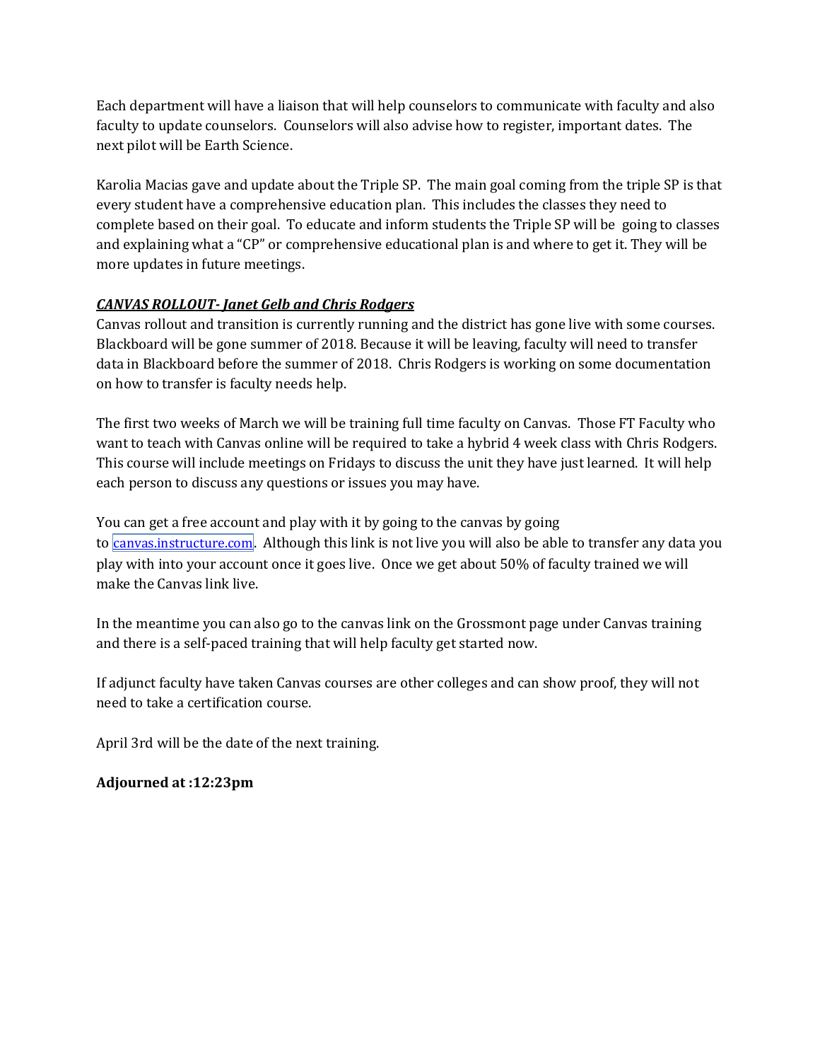Each department will have a liaison that will help counselors to communicate with faculty and also faculty to update counselors. Counselors will also advise how to register, important dates. The next pilot will be Earth Science.

Karolia Macias gave and update about the Triple SP. The main goal coming from the triple SP is that every student have a comprehensive education plan. This includes the classes they need to complete based on their goal. To educate and inform students the Triple SP will be going to classes and explaining what a "CP" or comprehensive educational plan is and where to get it. They will be more updates in future meetings.

***<u>CANVAS ROLLOUT- Janet Gelb and Chris Rodgers</u>***

Canvas rollout and transition is currently running and the district has gone live with some courses. Blackboard will be gone summer of 2018. Because it will be leaving, faculty will need to transfer data in Blackboard before the summer of 2018. Chris Rodgers is working on some documentation on how to transfer is faculty needs help.

The first two weeks of March we will be training full time faculty on Canvas. Those FT Faculty who want to teach with Canvas online will be required to take a hybrid 4 week class with Chris Rodgers. This course will include meetings on Fridays to discuss the unit they have just learned. It will help each person to discuss any questions or issues you may have.

You can get a free account and play with it by going to the canvas by going to [canvas.instructure.com](canvas.instructure.com). Although this link is not live you will also be able to transfer any data you play with into your account once it goes live. Once we get about 50% of faculty trained we will make the Canvas link live.

In the meantime you can also go to the canvas link on the Grossmont page under Canvas training and there is a self-paced training that will help faculty get started now.

If adjunct faculty have taken Canvas courses are other colleges and can show proof, they will not need to take a certification course.

April 3rd will be the date of the next training.

**Adjourned at :12:23pm**